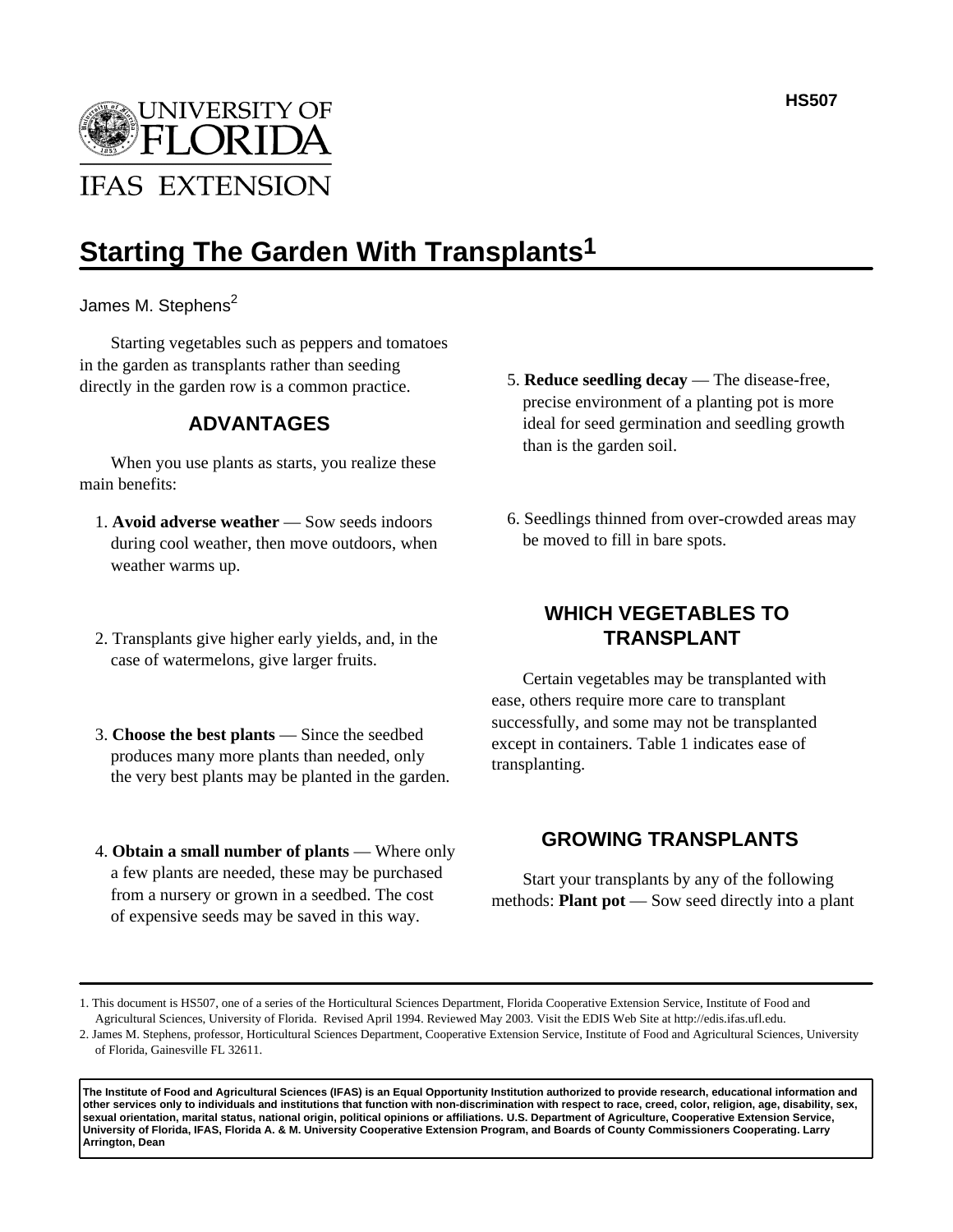HS507

# Starting The Garden With Transplants[1]

James M. Stephens[2]

Starting vegetables such as peppers and tomatoes in the garden as transplants rather than seeding directly in the garden row is a common practice.

## ADVANTAGES

When you use plants as starts, you realize these main benefits:

1. **Avoid adverse weather** — Sow seeds indoors during cool weather, then move outdoors, when weather warms up.

2. Transplants give higher early yields, and, in the case of watermelons, give larger fruits.

3. **Choose the best plants** — Since the seedbed produces many more plants than needed, only the very best plants may be planted in the garden.

4. **Obtain a small number of plants** — Where only a few plants are needed, these may be purchased from a nursery or grown in a seedbed. The cost of expensive seeds may be saved in this way.

5. **Reduce seedling decay** — The disease-free, precise environment of a planting pot is more ideal for seed germination and seedling growth than is the garden soil.

6. Seedlings thinned from over-crowded areas may be moved to fill in bare spots.

## WHICH VEGETABLES TO TRANSPLANT

Certain vegetables may be transplanted with ease, others require more care to transplant successfully, and some may not be transplanted except in containers. Table 1 indicates ease of transplanting.

## GROWING TRANSPLANTS

Start your transplants by any of the following methods: **Plant pot** — Sow seed directly into a plant

---

1. This document is HS507, one of a series of the Horticultural Sciences Department, Florida Cooperative Extension Service, Institute of Food and Agricultural Sciences, University of Florida. Revised April 1994. Reviewed May 2003. Visit the EDIS Web Site at http://edis.ifas.ufl.edu.
2. James M. Stephens, professor, Horticultural Sciences Department, Cooperative Extension Service, Institute of Food and Agricultural Sciences, University of Florida, Gainesville FL 32611.

**The Institute of Food and Agricultural Sciences (IFAS) is an Equal Opportunity Institution authorized to provide research, educational information and other services only to individuals and institutions that function with non-discrimination with respect to race, creed, color, religion, age, disability, sex, sexual orientation, marital status, national origin, political opinions or affiliations. U.S. Department of Agriculture, Cooperative Extension Service, University of Florida, IFAS, Florida A. & M. University Cooperative Extension Program, and Boards of County Commissioners Cooperating. Larry Arrington, Dean**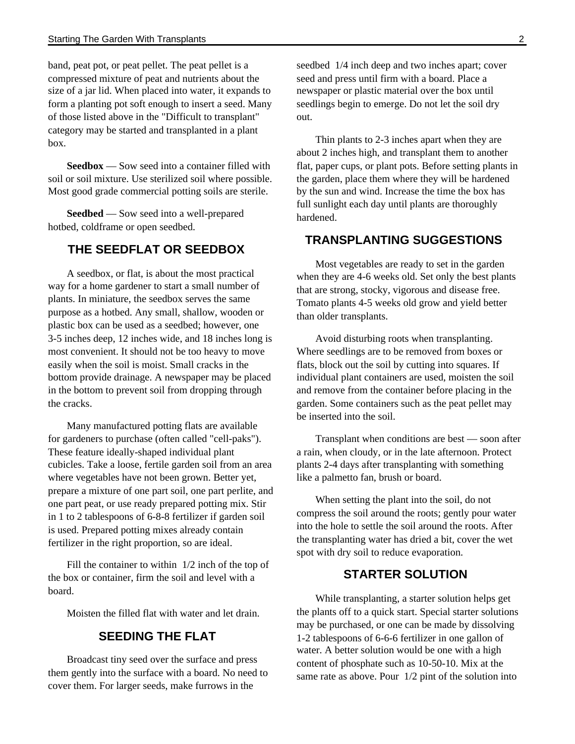band, peat pot, or peat pellet. The peat pellet is a compressed mixture of peat and nutrients about the size of a jar lid. When placed into water, it expands to form a planting pot soft enough to insert a seed. Many of those listed above in the "Difficult to transplant" category may be started and transplanted in a plant box.

**Seedbox** — Sow seed into a container filled with soil or soil mixture. Use sterilized soil where possible. Most good grade commercial potting soils are sterile.

**Seedbed** — Sow seed into a well-prepared hotbed, coldframe or open seedbed.

## THE SEEDFLAT OR SEEDBOX

A seedbox, or flat, is about the most practical way for a home gardener to start a small number of plants. In miniature, the seedbox serves the same purpose as a hotbed. Any small, shallow, wooden or plastic box can be used as a seedbed; however, one 3-5 inches deep, 12 inches wide, and 18 inches long is most convenient. It should not be too heavy to move easily when the soil is moist. Small cracks in the bottom provide drainage. A newspaper may be placed in the bottom to prevent soil from dropping through the cracks.

Many manufactured potting flats are available for gardeners to purchase (often called "cell-paks"). These feature ideally-shaped individual plant cubicles. Take a loose, fertile garden soil from an area where vegetables have not been grown. Better yet, prepare a mixture of one part soil, one part perlite, and one part peat, or use ready prepared potting mix. Stir in 1 to 2 tablespoons of 6-8-8 fertilizer if garden soil is used. Prepared potting mixes already contain fertilizer in the right proportion, so are ideal.

Fill the container to within 1/2 inch of the top of the box or container, firm the soil and level with a board.

Moisten the filled flat with water and let drain.

## SEEDING THE FLAT

Broadcast tiny seed over the surface and press them gently into the surface with a board. No need to cover them. For larger seeds, make furrows in the seedbed 1/4 inch deep and two inches apart; cover seed and press until firm with a board. Place a newspaper or plastic material over the box until seedlings begin to emerge. Do not let the soil dry out.

Thin plants to 2-3 inches apart when they are about 2 inches high, and transplant them to another flat, paper cups, or plant pots. Before setting plants in the garden, place them where they will be hardened by the sun and wind. Increase the time the box has full sunlight each day until plants are thoroughly hardened.

## TRANSPLANTING SUGGESTIONS

Most vegetables are ready to set in the garden when they are 4-6 weeks old. Set only the best plants that are strong, stocky, vigorous and disease free. Tomato plants 4-5 weeks old grow and yield better than older transplants.

Avoid disturbing roots when transplanting. Where seedlings are to be removed from boxes or flats, block out the soil by cutting into squares. If individual plant containers are used, moisten the soil and remove from the container before placing in the garden. Some containers such as the peat pellet may be inserted into the soil.

Transplant when conditions are best — soon after a rain, when cloudy, or in the late afternoon. Protect plants 2-4 days after transplanting with something like a palmetto fan, brush or board.

When setting the plant into the soil, do not compress the soil around the roots; gently pour water into the hole to settle the soil around the roots. After the transplanting water has dried a bit, cover the wet spot with dry soil to reduce evaporation.

## STARTER SOLUTION

While transplanting, a starter solution helps get the plants off to a quick start. Special starter solutions may be purchased, or one can be made by dissolving 1-2 tablespoons of 6-6-6 fertilizer in one gallon of water. A better solution would be one with a high content of phosphate such as 10-50-10. Mix at the same rate as above. Pour 1/2 pint of the solution into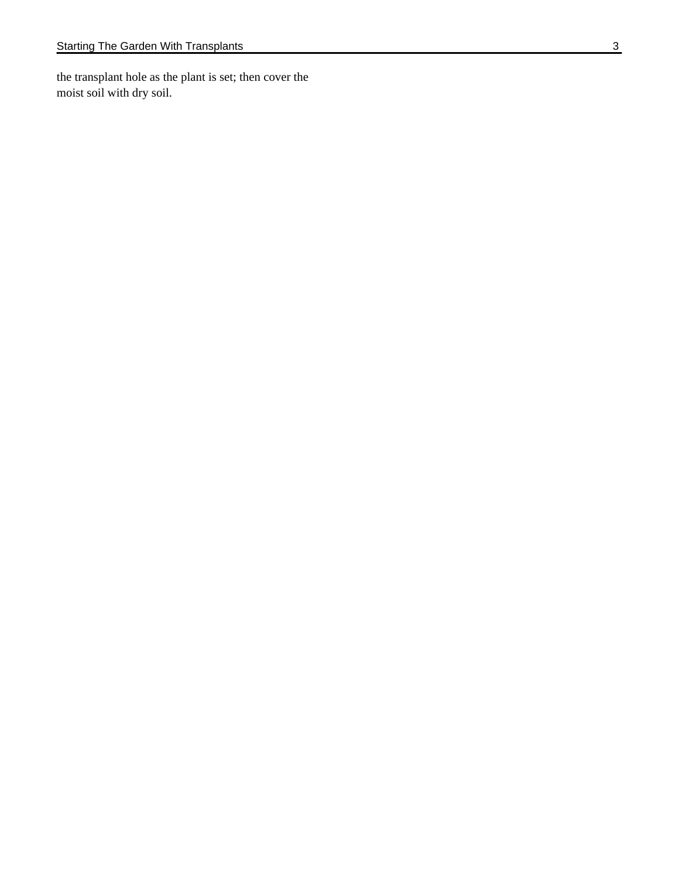the transplant hole as the plant is set; then cover the moist soil with dry soil.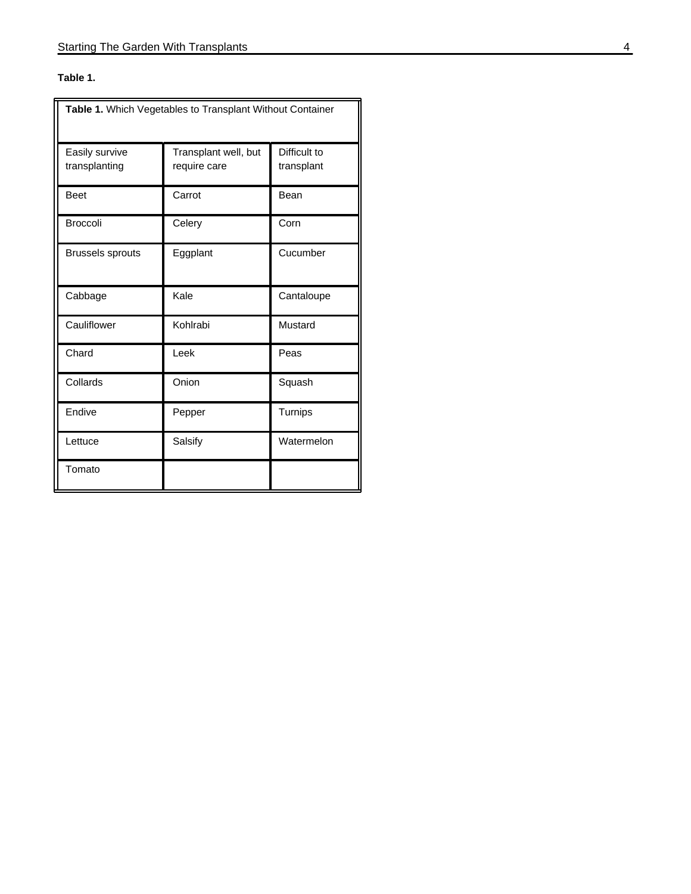**Table 1.**

| **Table 1.** Which Vegetables to Transplant Without Container | | |
|---|---|---|
| Easily survive transplanting | Transplant well, but require care | Difficult to transplant |
| Beet | Carrot | Bean |
| Broccoli | Celery | Corn |
| Brussels sprouts | Eggplant | Cucumber |
| Cabbage | Kale | Cantaloupe |
| Cauliflower | Kohlrabi | Mustard |
| Chard | Leek | Peas |
| Collards | Onion | Squash |
| Endive | Pepper | Turnips |
| Lettuce | Salsify | Watermelon |
| Tomato | | |